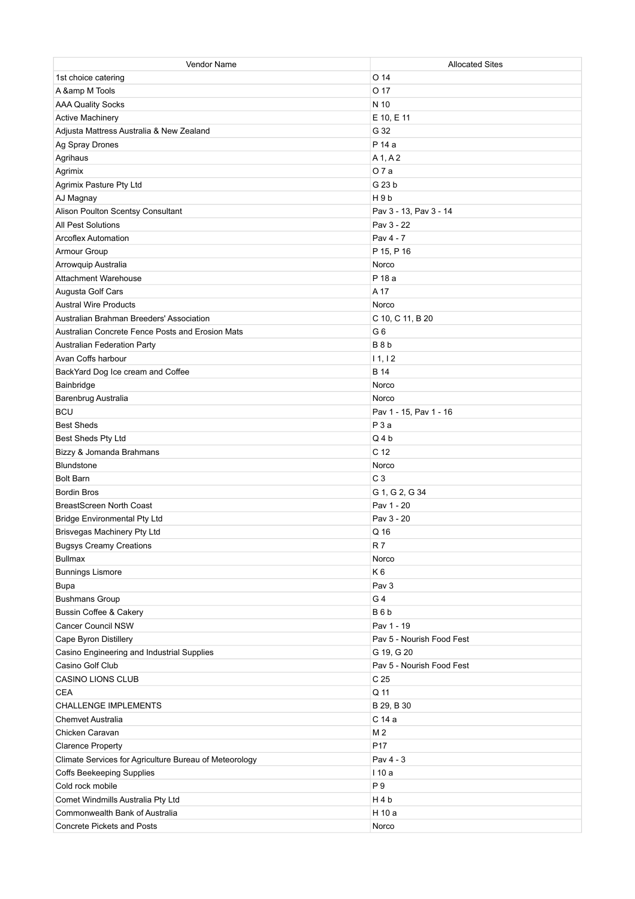| Vendor Name | Allocated Sites |
| --- | --- |
| 1st choice catering | O 14 |
| A &amp M Tools | O 17 |
| AAA Quality Socks | N 10 |
| Active Machinery | E 10, E 11 |
| Adjusta Mattress Australia & New Zealand | G 32 |
| Ag Spray Drones | P 14 a |
| Agrihaus | A 1, A 2 |
| Agrimix | O 7 a |
| Agrimix Pasture Pty Ltd | G 23 b |
| AJ Magnay | H 9 b |
| Alison Poulton Scentsy Consultant | Pav 3 - 13, Pav 3 - 14 |
| All Pest Solutions | Pav 3 - 22 |
| Arcoflex Automation | Pav 4 - 7 |
| Armour Group | P 15, P 16 |
| Arrowquip Australia | Norco |
| Attachment Warehouse | P 18 a |
| Augusta Golf Cars | A 17 |
| Austral Wire Products | Norco |
| Australian Brahman Breeders' Association | C 10, C 11, B 20 |
| Australian Concrete Fence Posts and Erosion Mats | G 6 |
| Australian Federation Party | B 8 b |
| Avan Coffs harbour | I 1, I 2 |
| BackYard Dog Ice cream and Coffee | B 14 |
| Bainbridge | Norco |
| Barenbrug Australia | Norco |
| BCU | Pav 1 - 15, Pav 1 - 16 |
| Best Sheds | P 3 a |
| Best Sheds Pty Ltd | Q 4 b |
| Bizzy & Jomanda Brahmans | C 12 |
| Blundstone | Norco |
| Bolt Barn | C 3 |
| Bordin Bros | G 1, G 2, G 34 |
| BreastScreen North Coast | Pav 1 - 20 |
| Bridge Environmental Pty Ltd | Pav 3 - 20 |
| Brisvegas Machinery Pty Ltd | Q 16 |
| Bugsys Creamy Creations | R 7 |
| Bullmax | Norco |
| Bunnings Lismore | K 6 |
| Bupa | Pav 3 |
| Bushmans Group | G 4 |
| Bussin Coffee & Cakery | B 6 b |
| Cancer Council NSW | Pav 1 - 19 |
| Cape Byron Distillery | Pav 5 - Nourish Food Fest |
| Casino Engineering and Industrial Supplies | G 19, G 20 |
| Casino Golf Club | Pav 5 - Nourish Food Fest |
| CASINO LIONS CLUB | C 25 |
| CEA | Q 11 |
| CHALLENGE IMPLEMENTS | B 29, B 30 |
| Chemvet Australia | C 14 a |
| Chicken Caravan | M 2 |
| Clarence Property | P17 |
| Climate Services for Agriculture Bureau of Meteorology | Pav 4 - 3 |
| Coffs Beekeeping Supplies | I 10 a |
| Cold rock mobile | P 9 |
| Comet Windmills Australia Pty Ltd | H 4 b |
| Commonwealth Bank of Australia | H 10 a |
| Concrete Pickets and Posts | Norco |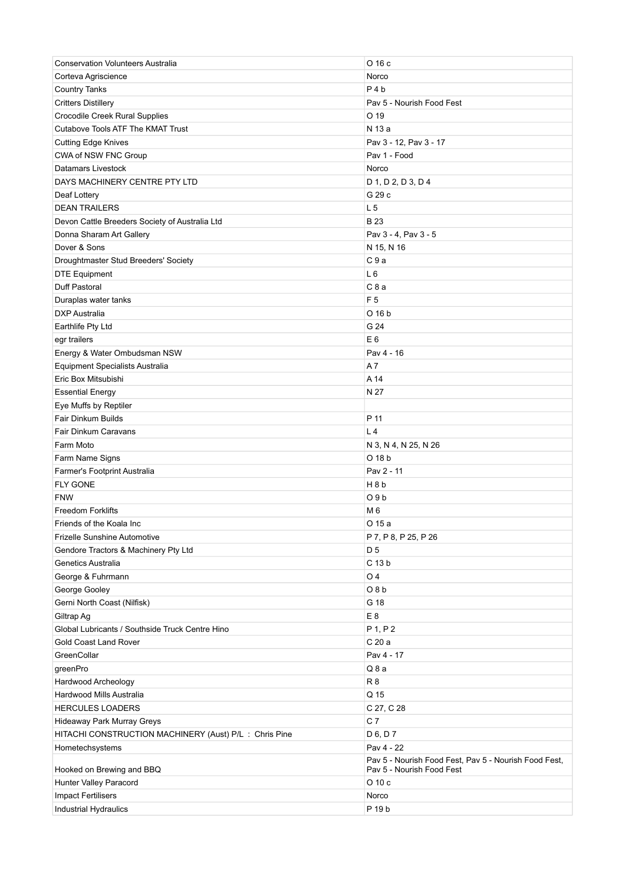| | |
|---|---|
| Conservation Volunteers Australia | O 16 c |
| Corteva Agriscience | Norco |
| Country Tanks | P 4 b |
| Critters Distillery | Pav 5 - Nourish Food Fest |
| Crocodile Creek Rural Supplies | O 19 |
| Cutabove Tools ATF The KMAT Trust | N 13 a |
| Cutting Edge Knives | Pav 3 - 12, Pav 3 - 17 |
| CWA of NSW FNC Group | Pav 1 - Food |
| Datamars Livestock | Norco |
| DAYS MACHINERY CENTRE PTY LTD | D 1, D 2, D 3, D 4 |
| Deaf Lottery | G 29 c |
| DEAN TRAILERS | L 5 |
| Devon Cattle Breeders Society of Australia Ltd | B 23 |
| Donna Sharam Art Gallery | Pav 3 - 4, Pav 3 - 5 |
| Dover & Sons | N 15, N 16 |
| Droughtmaster Stud Breeders' Society | C 9 a |
| DTE Equipment | L 6 |
| Duff Pastoral | C 8 a |
| Duraplas water tanks | F 5 |
| DXP Australia | O 16 b |
| Earthlife Pty Ltd | G 24 |
| egr trailers | E 6 |
| Energy & Water Ombudsman NSW | Pav 4 - 16 |
| Equipment Specialists Australia | A 7 |
| Eric Box Mitsubishi | A 14 |
| Essential Energy | N 27 |
| Eye Muffs by Reptiler | |
| Fair Dinkum Builds | P 11 |
| Fair Dinkum Caravans | L 4 |
| Farm Moto | N 3, N 4, N 25, N 26 |
| Farm Name Signs | O 18 b |
| Farmer's Footprint Australia | Pav 2 - 11 |
| FLY GONE | H 8 b |
| FNW | O 9 b |
| Freedom Forklifts | M 6 |
| Friends of the Koala Inc | O 15 a |
| Frizelle Sunshine Automotive | P 7, P 8, P 25, P 26 |
| Gendore Tractors & Machinery Pty Ltd | D 5 |
| Genetics Australia | C 13 b |
| George & Fuhrmann | O 4 |
| George Gooley | O 8 b |
| Gerni North Coast (Nilfisk) | G 18 |
| Giltrap Ag | E 8 |
| Global Lubricants / Southside Truck Centre Hino | P 1, P 2 |
| Gold Coast Land Rover | C 20 a |
| GreenCollar | Pav 4 - 17 |
| greenPro | Q 8 a |
| Hardwood Archeology | R 8 |
| Hardwood Mills Australia | Q 15 |
| HERCULES LOADERS | C 27, C 28 |
| Hideaway Park Murray Greys | C 7 |
| HITACHI CONSTRUCTION MACHINERY (Aust) P/L : Chris Pine | D 6, D 7 |
| Hometechsystems | Pav 4 - 22 |
| Hooked on Brewing and BBQ | Pav 5 - Nourish Food Fest, Pav 5 - Nourish Food Fest, Pav 5 - Nourish Food Fest |
| Hunter Valley Paracord | O 10 c |
| Impact Fertilisers | Norco |
| Industrial Hydraulics | P 19 b |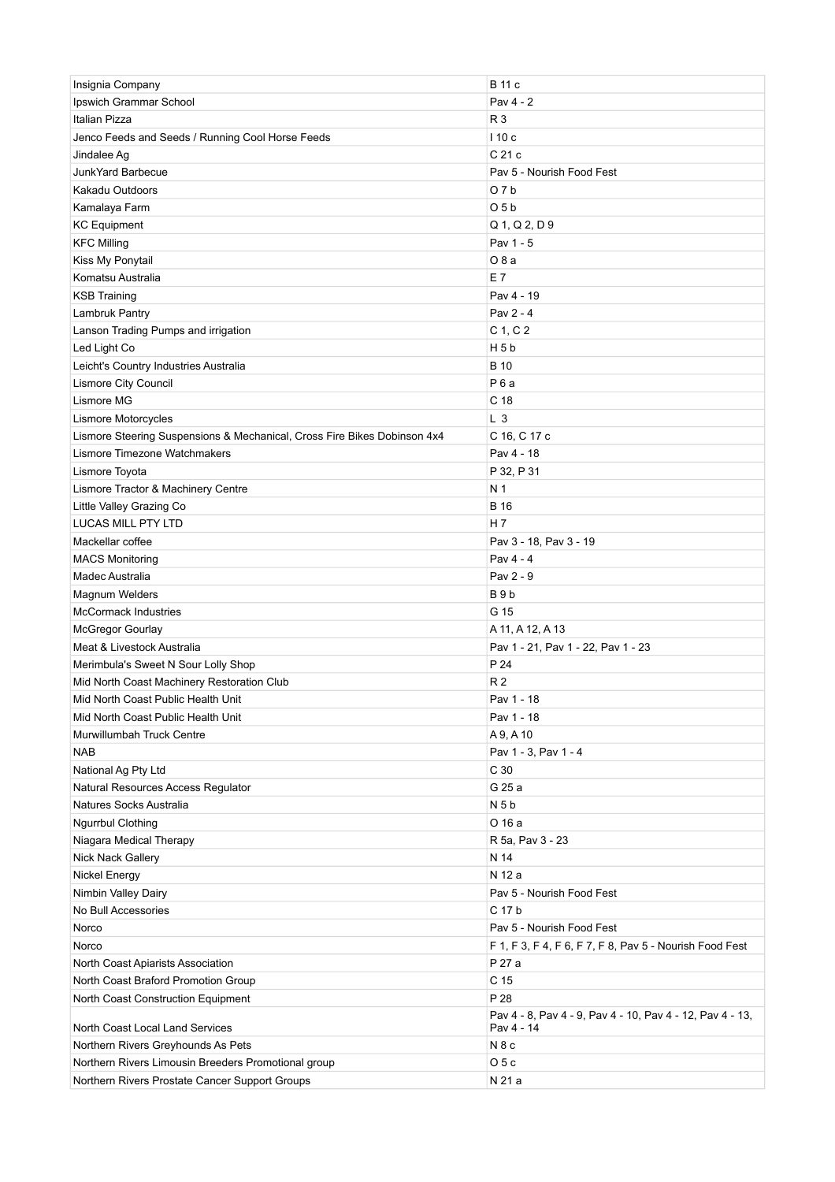| Insignia Company | B 11 c |
|---|---|
| Ipswich Grammar School | Pav 4 - 2 |
| Italian Pizza | R 3 |
| Jenco Feeds and Seeds / Running Cool Horse Feeds | I 10 c |
| Jindalee Ag | C 21 c |
| JunkYard Barbecue | Pav 5 - Nourish Food Fest |
| Kakadu Outdoors | O 7 b |
| Kamalaya Farm | O 5 b |
| KC Equipment | Q 1, Q 2, D 9 |
| KFC Milling | Pav 1 - 5 |
| Kiss My Ponytail | O 8 a |
| Komatsu Australia | E 7 |
| KSB Training | Pav 4 - 19 |
| Lambruk Pantry | Pav 2 - 4 |
| Lanson Trading Pumps and irrigation | C 1, C 2 |
| Led Light Co | H 5 b |
| Leicht's Country Industries Australia | B 10 |
| Lismore City Council | P 6 a |
| Lismore MG | C 18 |
| Lismore Motorcycles | L 3 |
| Lismore Steering Suspensions & Mechanical, Cross Fire Bikes Dobinson 4x4 | C 16, C 17 c |
| Lismore Timezone Watchmakers | Pav 4 - 18 |
| Lismore Toyota | P 32, P 31 |
| Lismore Tractor & Machinery Centre | N 1 |
| Little Valley Grazing Co | B 16 |
| LUCAS MILL PTY LTD | H 7 |
| Mackellar coffee | Pav 3 - 18, Pav 3 - 19 |
| MACS Monitoring | Pav 4 - 4 |
| Madec Australia | Pav 2 - 9 |
| Magnum Welders | B 9 b |
| McCormack Industries | G 15 |
| McGregor Gourlay | A 11, A 12, A 13 |
| Meat & Livestock Australia | Pav 1 - 21, Pav 1 - 22, Pav 1 - 23 |
| Merimbula's Sweet N Sour Lolly Shop | P 24 |
| Mid North Coast Machinery Restoration Club | R 2 |
| Mid North Coast Public Health Unit | Pav 1 - 18 |
| Mid North Coast Public Health Unit | Pav 1 - 18 |
| Murwillumbah Truck Centre | A 9, A 10 |
| NAB | Pav 1 - 3, Pav 1 - 4 |
| National Ag Pty Ltd | C 30 |
| Natural Resources Access Regulator | G 25 a |
| Natures Socks Australia | N 5 b |
| Ngurrbul Clothing | O 16 a |
| Niagara Medical Therapy | R 5a, Pav 3 - 23 |
| Nick Nack Gallery | N 14 |
| Nickel Energy | N 12 a |
| Nimbin Valley Dairy | Pav 5 - Nourish Food Fest |
| No Bull Accessories | C 17 b |
| Norco | Pav 5 - Nourish Food Fest |
| Norco | F 1, F 3, F 4, F 6, F 7, F 8, Pav 5 - Nourish Food Fest |
| North Coast Apiarists Association | P 27 a |
| North Coast Braford Promotion Group | C 15 |
| North Coast Construction Equipment | P 28 |
| North Coast Local Land Services | Pav 4 - 8, Pav 4 - 9, Pav 4 - 10, Pav 4 - 12, Pav 4 - 13, Pav 4 - 14 |
| Northern Rivers Greyhounds As Pets | N 8 c |
| Northern Rivers Limousin Breeders Promotional group | O 5 c |
| Northern Rivers Prostate Cancer Support Groups | N 21 a |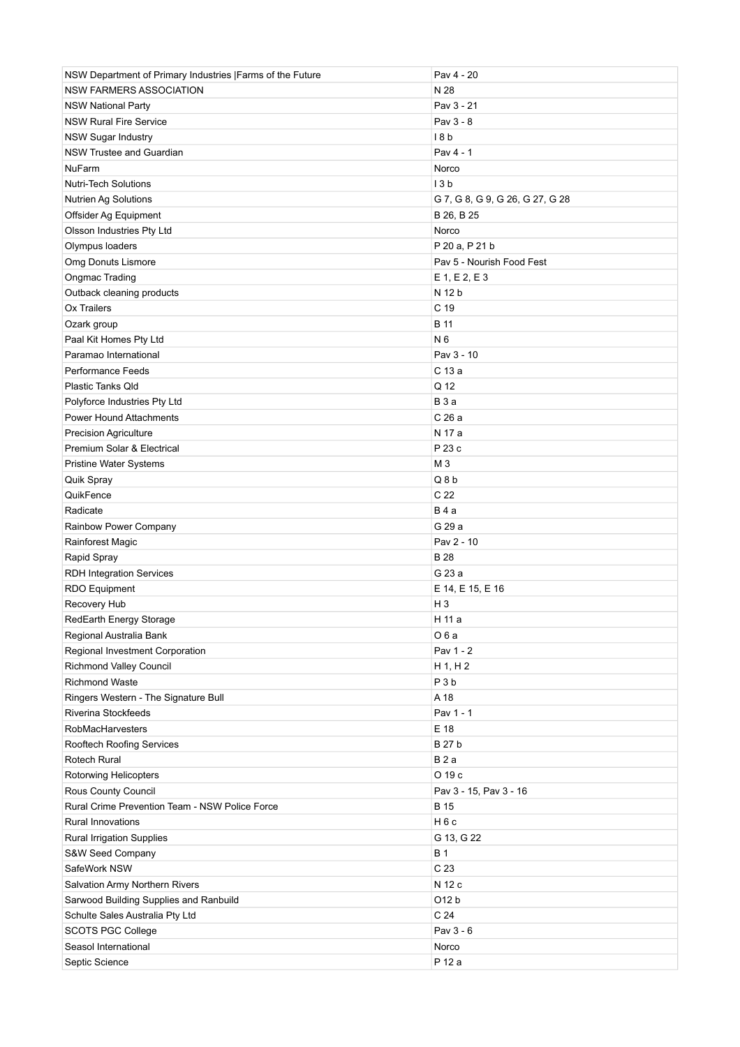| | |
|---|---|
| NSW Department of Primary Industries \|Farms of the Future | Pav 4 - 20 |
| NSW FARMERS ASSOCIATION | N 28 |
| NSW National Party | Pav 3 - 21 |
| NSW Rural Fire Service | Pav 3 - 8 |
| NSW Sugar Industry | I 8 b |
| NSW Trustee and Guardian | Pav 4 - 1 |
| NuFarm | Norco |
| Nutri-Tech Solutions | I 3 b |
| Nutrien Ag Solutions | G 7, G 8, G 9, G 26, G 27, G 28 |
| Offsider Ag Equipment | B 26, B 25 |
| Olsson Industries Pty Ltd | Norco |
| Olympus loaders | P 20 a, P 21 b |
| Omg Donuts Lismore | Pav 5 - Nourish Food Fest |
| Ongmac Trading | E 1, E 2, E 3 |
| Outback cleaning products | N 12 b |
| Ox Trailers | C 19 |
| Ozark group | B 11 |
| Paal Kit Homes Pty Ltd | N 6 |
| Paramao International | Pav 3 - 10 |
| Performance Feeds | C 13 a |
| Plastic Tanks Qld | Q 12 |
| Polyforce Industries Pty Ltd | B 3 a |
| Power Hound Attachments | C 26 a |
| Precision Agriculture | N 17 a |
| Premium Solar & Electrical | P 23 c |
| Pristine Water Systems | M 3 |
| Quik Spray | Q 8 b |
| QuikFence | C 22 |
| Radicate | B 4 a |
| Rainbow Power Company | G 29 a |
| Rainforest Magic | Pav 2 - 10 |
| Rapid Spray | B 28 |
| RDH Integration Services | G 23 a |
| RDO Equipment | E 14, E 15, E 16 |
| Recovery Hub | H 3 |
| RedEarth Energy Storage | H 11 a |
| Regional Australia Bank | O 6 a |
| Regional Investment Corporation | Pav 1 - 2 |
| Richmond Valley Council | H 1, H 2 |
| Richmond Waste | P 3 b |
| Ringers Western - The Signature Bull | A 18 |
| Riverina Stockfeeds | Pav 1 - 1 |
| RobMacHarvesters | E 18 |
| Rooftech Roofing Services | B 27 b |
| Rotech Rural | B 2 a |
| Rotorwing Helicopters | O 19 c |
| Rous County Council | Pav 3 - 15, Pav 3 - 16 |
| Rural Crime Prevention Team - NSW Police Force | B 15 |
| Rural Innovations | H 6 c |
| Rural Irrigation Supplies | G 13, G 22 |
| S&W Seed Company | B 1 |
| SafeWork NSW | C 23 |
| Salvation Army Northern Rivers | N 12 c |
| Sarwood Building Supplies and Ranbuild | O12 b |
| Schulte Sales Australia Pty Ltd | C 24 |
| SCOTS PGC College | Pav 3 - 6 |
| Seasol International | Norco |
| Septic Science | P 12 a |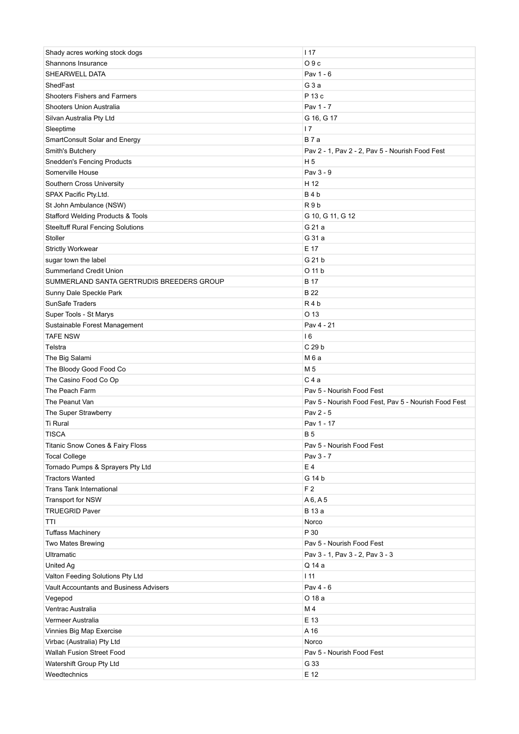| Shady acres working stock dogs | I 17 |
|---|---|
| Shannons Insurance | O 9 c |
| SHEARWELL DATA | Pav 1 - 6 |
| ShedFast | G 3 a |
| Shooters Fishers and Farmers | P 13 c |
| Shooters Union Australia | Pav 1 - 7 |
| Silvan Australia Pty Ltd | G 16, G 17 |
| Sleeptime | I 7 |
| SmartConsult Solar and Energy | B 7 a |
| Smith's Butchery | Pav 2 - 1, Pav 2 - 2, Pav 5 - Nourish Food Fest |
| Snedden's Fencing Products | H 5 |
| Somerville House | Pav 3 - 9 |
| Southern Cross University | H 12 |
| SPAX Pacific Pty.Ltd. | B 4 b |
| St John Ambulance (NSW) | R 9 b |
| Stafford Welding Products & Tools | G 10, G 11, G 12 |
| Steeltuff Rural Fencing Solutions | G 21 a |
| Stoller | G 31 a |
| Strictly Workwear | E 17 |
| sugar town the label | G 21 b |
| Summerland Credit Union | O 11 b |
| SUMMERLAND SANTA GERTRUDIS BREEDERS GROUP | B 17 |
| Sunny Dale Speckle Park | B 22 |
| SunSafe Traders | R 4 b |
| Super Tools - St Marys | O 13 |
| Sustainable Forest Management | Pav 4 - 21 |
| TAFE NSW | I 6 |
| Telstra | C 29 b |
| The Big Salami | M 6 a |
| The Bloody Good Food Co | M 5 |
| The Casino Food Co Op | C 4 a |
| The Peach Farm | Pav 5 - Nourish Food Fest |
| The Peanut Van | Pav 5 - Nourish Food Fest, Pav 5 - Nourish Food Fest |
| The Super Strawberry | Pav 2 - 5 |
| Ti Rural | Pav 1 - 17 |
| TISCA | B 5 |
| Titanic Snow Cones & Fairy Floss | Pav 5 - Nourish Food Fest |
| Tocal College | Pav 3 - 7 |
| Tornado Pumps & Sprayers Pty Ltd | E 4 |
| Tractors Wanted | G 14 b |
| Trans Tank International | F 2 |
| Transport for NSW | A 6, A 5 |
| TRUEGRID Paver | B 13 a |
| TTI | Norco |
| Tuffass Machinery | P 30 |
| Two Mates Brewing | Pav 5 - Nourish Food Fest |
| Ultramatic | Pav 3 - 1, Pav 3 - 2, Pav 3 - 3 |
| United Ag | Q 14 a |
| Valton Feeding Solutions Pty Ltd | I 11 |
| Vault Accountants and Business Advisers | Pav 4 - 6 |
| Vegepod | O 18 a |
| Ventrac Australia | M 4 |
| Vermeer Australia | E 13 |
| Vinnies Big Map Exercise | A 16 |
| Virbac (Australia) Pty Ltd | Norco |
| Wallah Fusion Street Food | Pav 5 - Nourish Food Fest |
| Watershift Group Pty Ltd | G 33 |
| Weedtechnics | E 12 |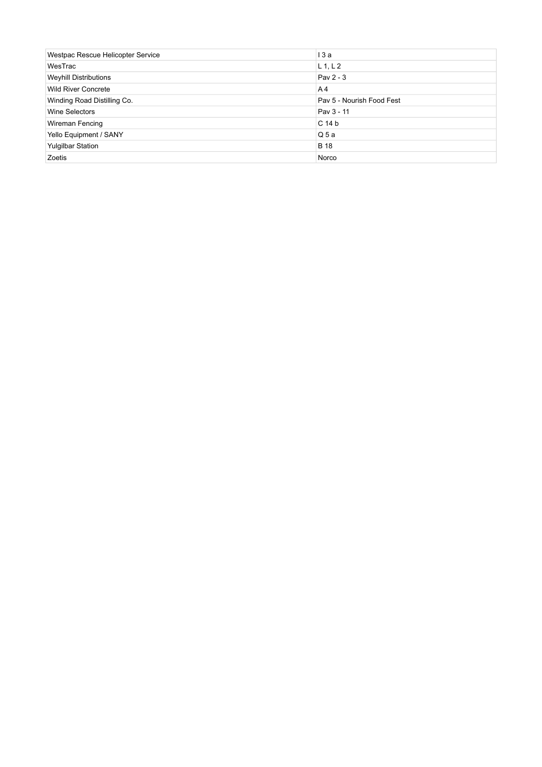| | |
|---|---|
| Westpac Rescue Helicopter Service | I 3 a |
| WesTrac | L 1, L 2 |
| Weyhill Distributions | Pav 2 - 3 |
| Wild River Concrete | A 4 |
| Winding Road Distilling Co. | Pav 5 - Nourish Food Fest |
| Wine Selectors | Pav 3 - 11 |
| Wireman Fencing | C 14 b |
| Yello Equipment / SANY | Q 5 a |
| Yulgilbar Station | B 18 |
| Zoetis | Norco |